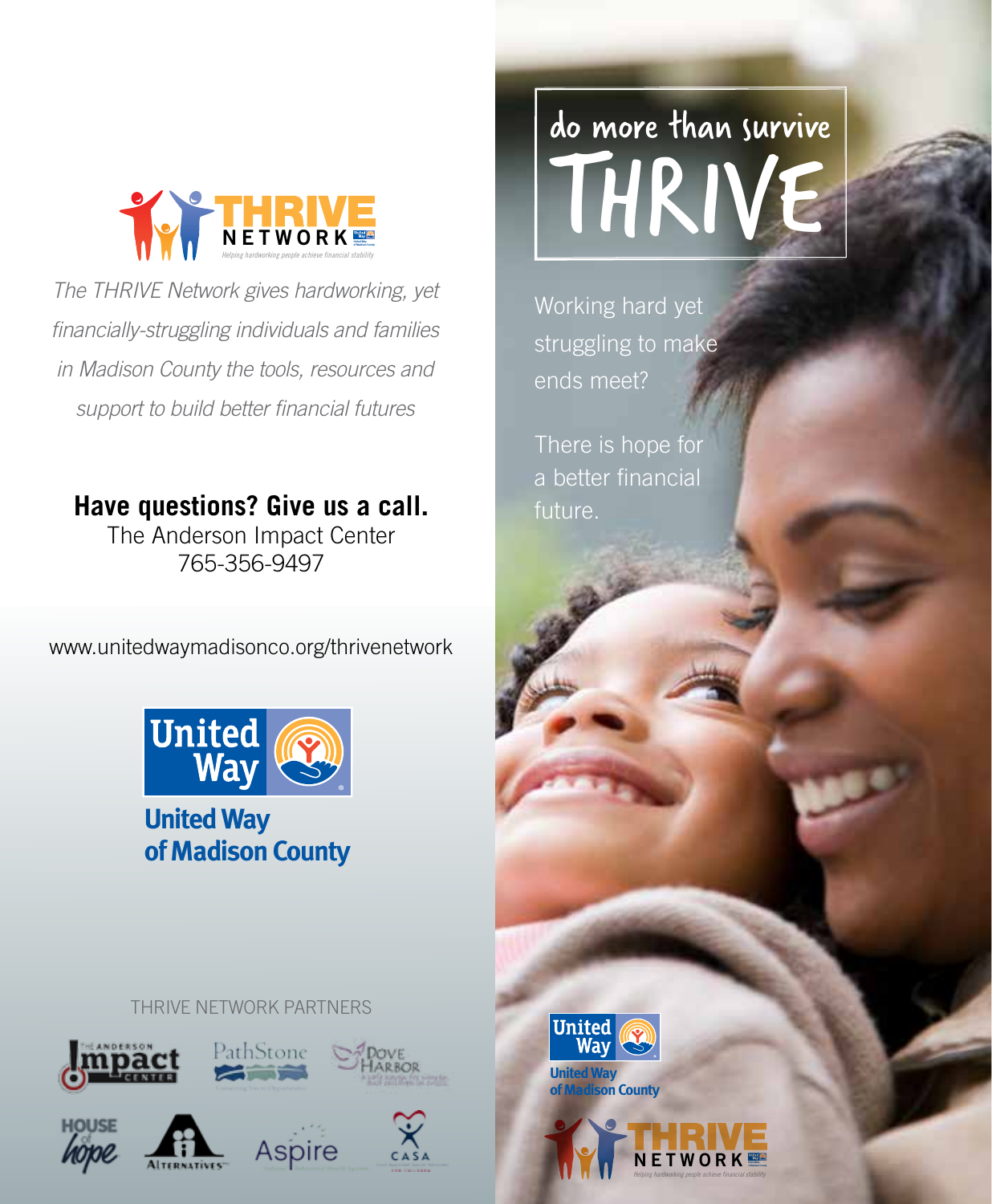THRIVE NETWORK

*Helping hardworking people achieve financial stability*

*The THRIVE Network gives hardworking, yet financially-struggling individuals and families in Madison County the tools, resources and support to build better financial futures*

**Have questions? Give us a call.**
The Anderson Impact Center
765-356-9497

www.unitedwaymadisonco.org/thrivenetwork

United Way of Madison County

THRIVE NETWORK PARTNERS

The Anderson Impact Center · PathStone · Dove Harbor · House of Hope · Alternatives · Aspire · CASA

# do more than survive THRIVE

Working hard yet struggling to make ends meet?

There is hope for a better financial future.

United Way of Madison County

THRIVE NETWORK

*Helping hardworking people achieve financial stability*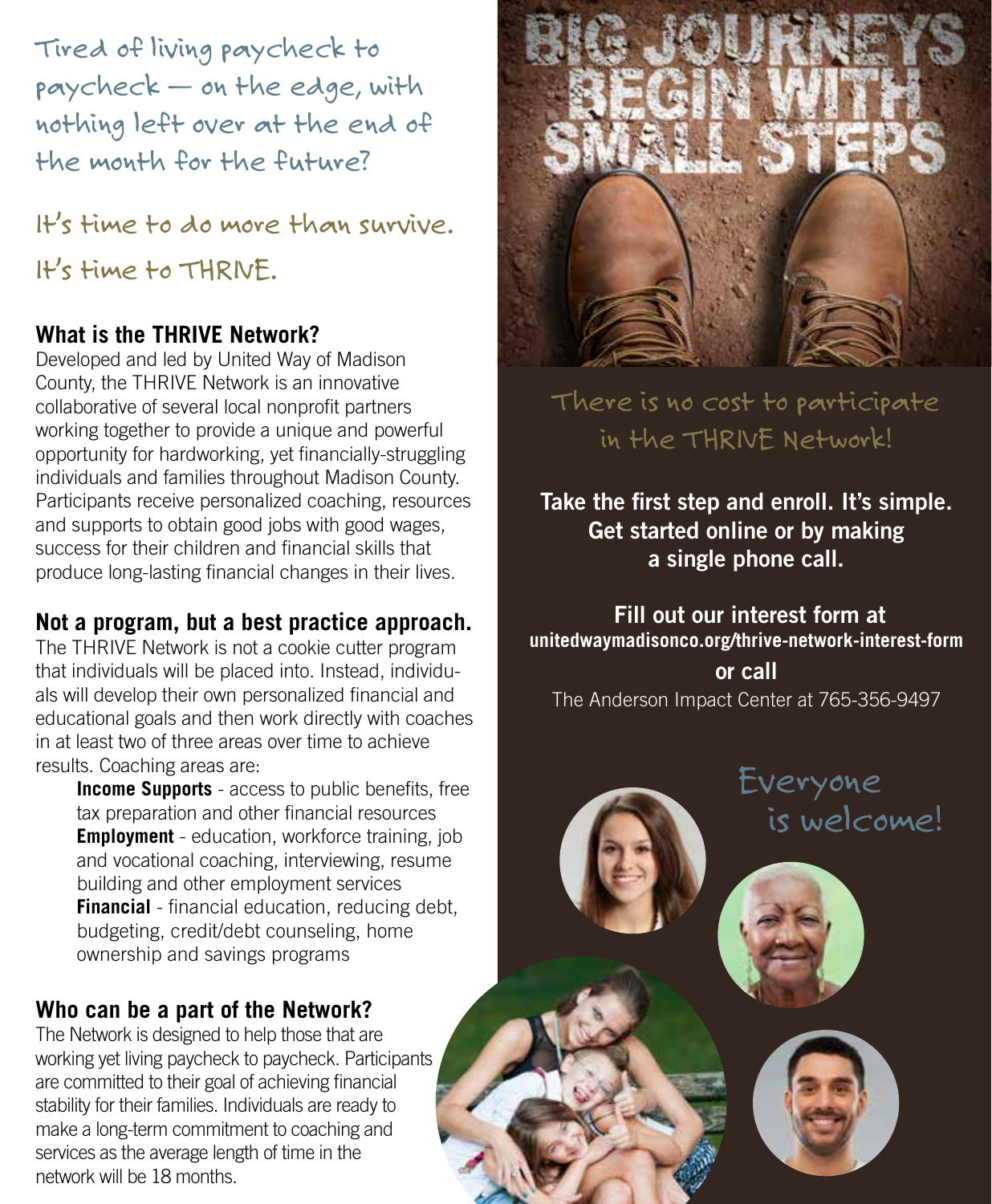Tired of living paycheck to paycheck — on the edge, with nothing left over at the end of the month for the future?

It's time to do more than survive.
It's time to THRIVE.

## What is the THRIVE Network?

Developed and led by United Way of Madison County, the THRIVE Network is an innovative collaborative of several local nonprofit partners working together to provide a unique and powerful opportunity for hardworking, yet financially-struggling individuals and families throughout Madison County. Participants receive personalized coaching, resources and supports to obtain good jobs with good wages, success for their children and financial skills that produce long-lasting financial changes in their lives.

## Not a program, but a best practice approach.

The THRIVE Network is not a cookie cutter program that individuals will be placed into. Instead, individuals will develop their own personalized financial and educational goals and then work directly with coaches in at least two of three areas over time to achieve results. Coaching areas are:

- **Income Supports** - access to public benefits, free tax preparation and other financial resources
- **Employment** - education, workforce training, job and vocational coaching, interviewing, resume building and other employment services
- **Financial** - financial education, reducing debt, budgeting, credit/debt counseling, home ownership and savings programs

## Who can be a part of the Network?

The Network is designed to help those that are working yet living paycheck to paycheck. Participants are committed to their goal of achieving financial stability for their families. Individuals are ready to make a long-term commitment to coaching and services as the average length of time in the network will be 18 months.

BIG JOURNEYS BEGIN WITH SMALL STEPS

There is no cost to participate in the THRIVE Network!

**Take the first step and enroll. It's simple. Get started online or by making a single phone call.**

**Fill out our interest form at**
**unitedwaymadisonco.org/thrive-network-interest-form**

**or call**

The Anderson Impact Center at 765-356-9497

Everyone is welcome!